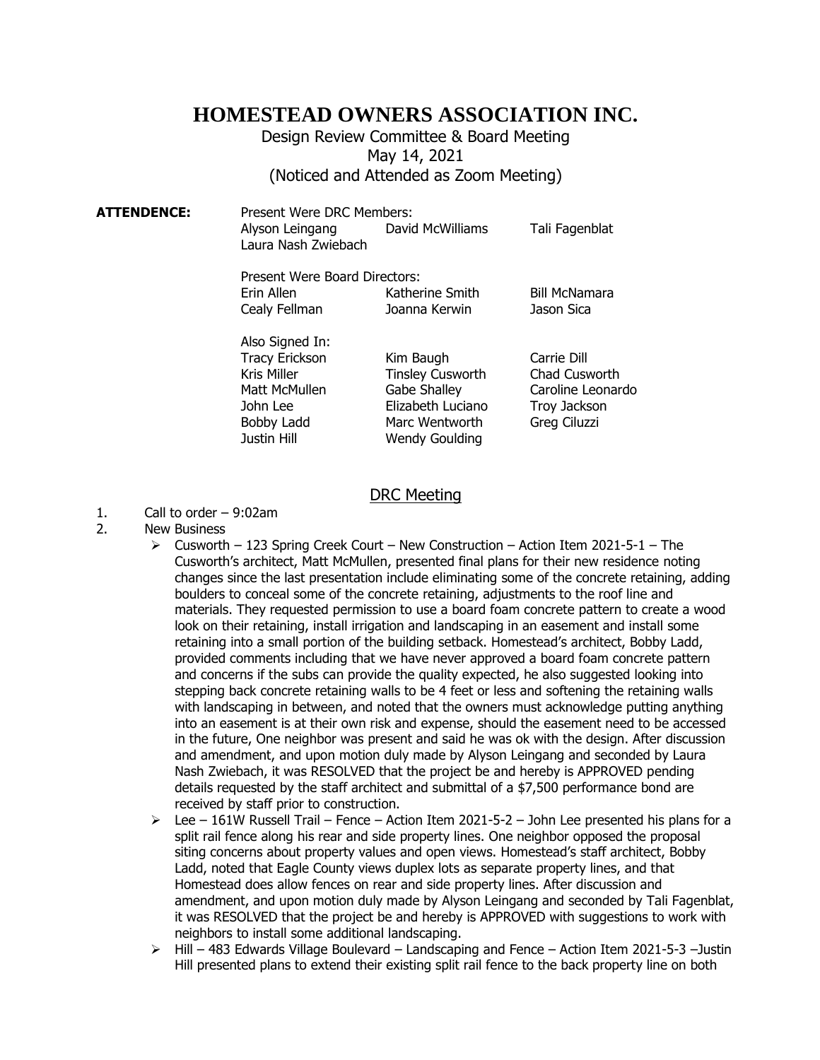# HOMESTEAD OWNERS ASSOCIATION INC.

Design Review Committee & Board Meeting
May 14, 2021
(Noticed and Attended as Zoom Meeting)

**ATTENDENCE:**

Present Were DRC Members:

| | | |
|---|---|---|
| Alyson Leingang | David McWilliams | Tali Fagenblat |
| Laura Nash Zwiebach | | |

Present Were Board Directors:

| | | |
|---|---|---|
| Erin Allen | Katherine Smith | Bill McNamara |
| Cealy Fellman | Joanna Kerwin | Jason Sica |

Also Signed In:

| | | |
|---|---|---|
| Tracy Erickson | Kim Baugh | Carrie Dill |
| Kris Miller | Tinsley Cusworth | Chad Cusworth |
| Matt McMullen | Gabe Shalley | Caroline Leonardo |
| John Lee | Elizabeth Luciano | Troy Jackson |
| Bobby Ladd | Marc Wentworth | Greg Ciluzzi |
| Justin Hill | Wendy Goulding | |

## DRC Meeting

1. Call to order – 9:02am
2. New Business
   - Cusworth – 123 Spring Creek Court – New Construction – Action Item 2021-5-1 – The Cusworth's architect, Matt McMullen, presented final plans for their new residence noting changes since the last presentation include eliminating some of the concrete retaining, adding boulders to conceal some of the concrete retaining, adjustments to the roof line and materials. They requested permission to use a board foam concrete pattern to create a wood look on their retaining, install irrigation and landscaping in an easement and install some retaining into a small portion of the building setback. Homestead's architect, Bobby Ladd, provided comments including that we have never approved a board foam concrete pattern and concerns if the subs can provide the quality expected, he also suggested looking into stepping back concrete retaining walls to be 4 feet or less and softening the retaining walls with landscaping in between, and noted that the owners must acknowledge putting anything into an easement is at their own risk and expense, should the easement need to be accessed in the future, One neighbor was present and said he was ok with the design. After discussion and amendment, and upon motion duly made by Alyson Leingang and seconded by Laura Nash Zwiebach, it was RESOLVED that the project be and hereby is APPROVED pending details requested by the staff architect and submittal of a $7,500 performance bond are received by staff prior to construction.
   - Lee – 161W Russell Trail – Fence – Action Item 2021-5-2 – John Lee presented his plans for a split rail fence along his rear and side property lines. One neighbor opposed the proposal siting concerns about property values and open views. Homestead's staff architect, Bobby Ladd, noted that Eagle County views duplex lots as separate property lines, and that Homestead does allow fences on rear and side property lines. After discussion and amendment, and upon motion duly made by Alyson Leingang and seconded by Tali Fagenblat, it was RESOLVED that the project be and hereby is APPROVED with suggestions to work with neighbors to install some additional landscaping.
   - Hill – 483 Edwards Village Boulevard – Landscaping and Fence – Action Item 2021-5-3 –Justin Hill presented plans to extend their existing split rail fence to the back property line on both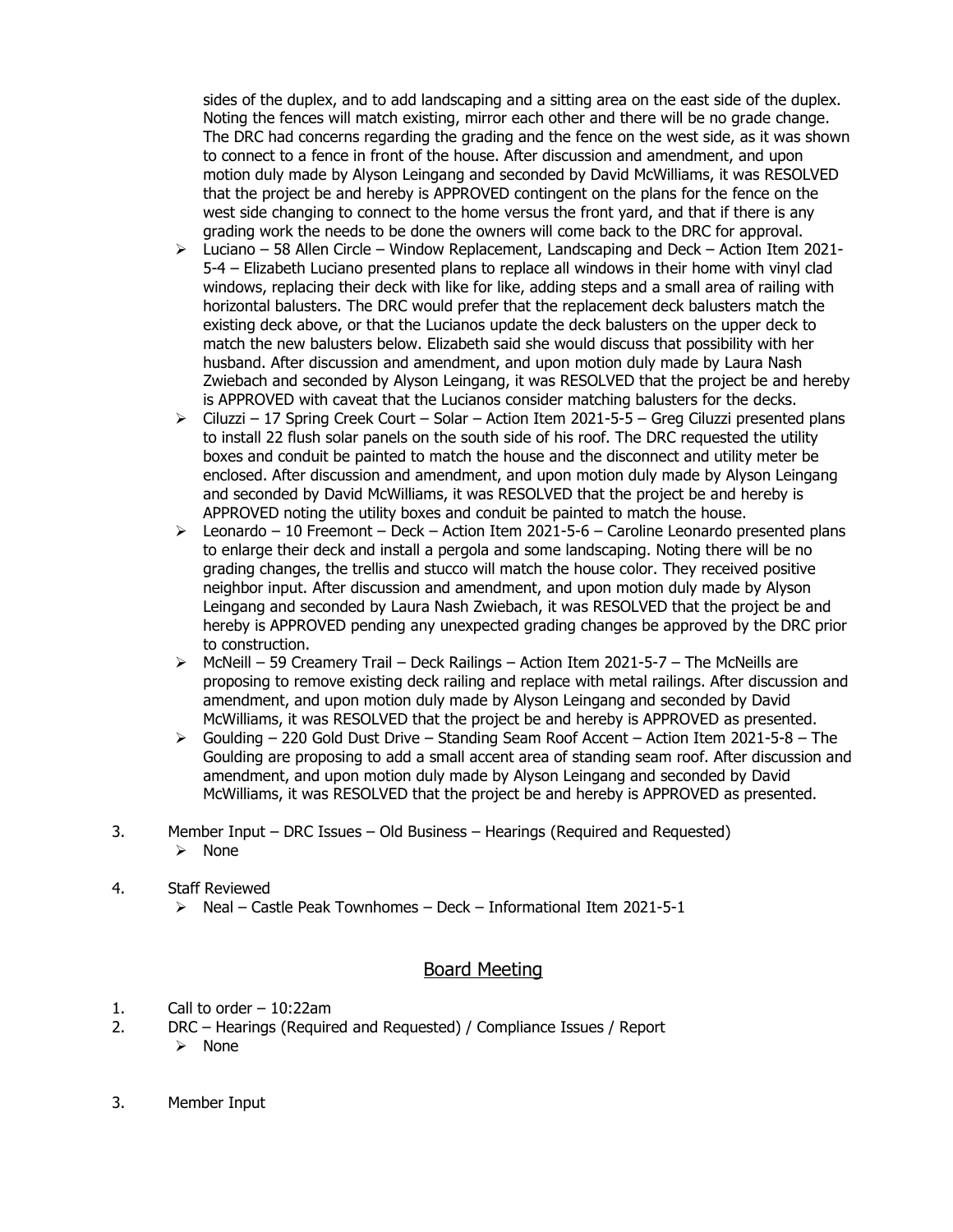sides of the duplex, and to add landscaping and a sitting area on the east side of the duplex. Noting the fences will match existing, mirror each other and there will be no grade change. The DRC had concerns regarding the grading and the fence on the west side, as it was shown to connect to a fence in front of the house. After discussion and amendment, and upon motion duly made by Alyson Leingang and seconded by David McWilliams, it was RESOLVED that the project be and hereby is APPROVED contingent on the plans for the fence on the west side changing to connect to the home versus the front yard, and that if there is any grading work the needs to be done the owners will come back to the DRC for approval.

- Luciano – 58 Allen Circle – Window Replacement, Landscaping and Deck – Action Item 2021-5-4 – Elizabeth Luciano presented plans to replace all windows in their home with vinyl clad windows, replacing their deck with like for like, adding steps and a small area of railing with horizontal balusters. The DRC would prefer that the replacement deck balusters match the existing deck above, or that the Lucianos update the deck balusters on the upper deck to match the new balusters below. Elizabeth said she would discuss that possibility with her husband. After discussion and amendment, and upon motion duly made by Laura Nash Zwiebach and seconded by Alyson Leingang, it was RESOLVED that the project be and hereby is APPROVED with caveat that the Lucianos consider matching balusters for the decks.
- Ciluzzi – 17 Spring Creek Court – Solar – Action Item 2021-5-5 – Greg Ciluzzi presented plans to install 22 flush solar panels on the south side of his roof. The DRC requested the utility boxes and conduit be painted to match the house and the disconnect and utility meter be enclosed. After discussion and amendment, and upon motion duly made by Alyson Leingang and seconded by David McWilliams, it was RESOLVED that the project be and hereby is APPROVED noting the utility boxes and conduit be painted to match the house.
- Leonardo – 10 Freemont – Deck – Action Item 2021-5-6 – Caroline Leonardo presented plans to enlarge their deck and install a pergola and some landscaping. Noting there will be no grading changes, the trellis and stucco will match the house color. They received positive neighbor input. After discussion and amendment, and upon motion duly made by Alyson Leingang and seconded by Laura Nash Zwiebach, it was RESOLVED that the project be and hereby is APPROVED pending any unexpected grading changes be approved by the DRC prior to construction.
- McNeill – 59 Creamery Trail – Deck Railings – Action Item 2021-5-7 – The McNeills are proposing to remove existing deck railing and replace with metal railings. After discussion and amendment, and upon motion duly made by Alyson Leingang and seconded by David McWilliams, it was RESOLVED that the project be and hereby is APPROVED as presented.
- Goulding – 220 Gold Dust Drive – Standing Seam Roof Accent – Action Item 2021-5-8 – The Goulding are proposing to add a small accent area of standing seam roof. After discussion and amendment, and upon motion duly made by Alyson Leingang and seconded by David McWilliams, it was RESOLVED that the project be and hereby is APPROVED as presented.

3. Member Input – DRC Issues – Old Business – Hearings (Required and Requested)
   - None

4. Staff Reviewed
   - Neal – Castle Peak Townhomes – Deck – Informational Item 2021-5-1

## Board Meeting

1. Call to order – 10:22am
2. DRC – Hearings (Required and Requested) / Compliance Issues / Report
   - None

3. Member Input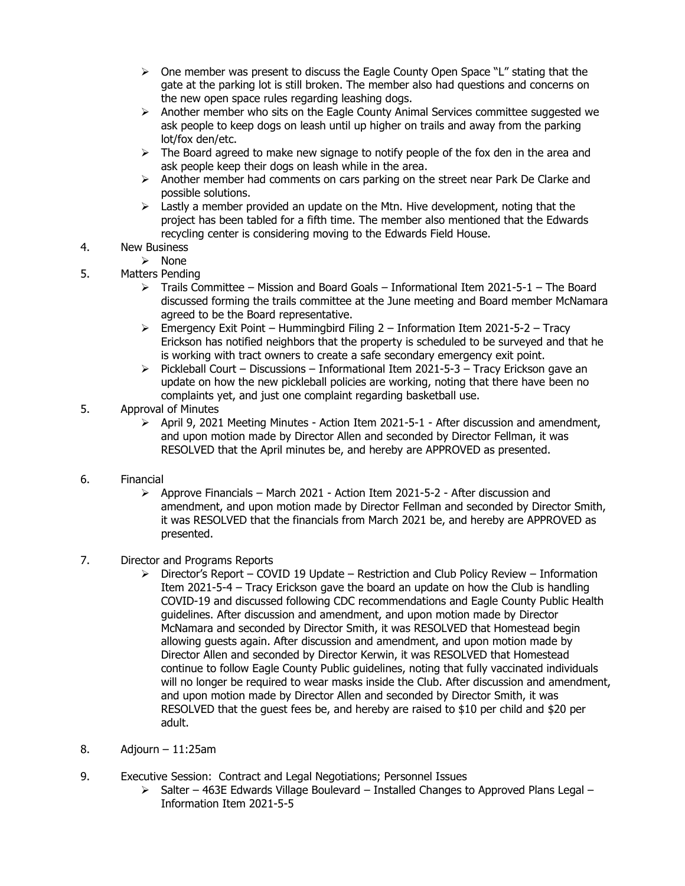- One member was present to discuss the Eagle County Open Space "L" stating that the gate at the parking lot is still broken. The member also had questions and concerns on the new open space rules regarding leashing dogs.
- Another member who sits on the Eagle County Animal Services committee suggested we ask people to keep dogs on leash until up higher on trails and away from the parking lot/fox den/etc.
- The Board agreed to make new signage to notify people of the fox den in the area and ask people keep their dogs on leash while in the area.
- Another member had comments on cars parking on the street near Park De Clarke and possible solutions.
- Lastly a member provided an update on the Mtn. Hive development, noting that the project has been tabled for a fifth time. The member also mentioned that the Edwards recycling center is considering moving to the Edwards Field House.

4. New Business
   - None

5. Matters Pending
   - Trails Committee – Mission and Board Goals – Informational Item 2021-5-1 – The Board discussed forming the trails committee at the June meeting and Board member McNamara agreed to be the Board representative.
   - Emergency Exit Point – Hummingbird Filing 2 – Information Item 2021-5-2 – Tracy Erickson has notified neighbors that the property is scheduled to be surveyed and that he is working with tract owners to create a safe secondary emergency exit point.
   - Pickleball Court – Discussions – Informational Item 2021-5-3 – Tracy Erickson gave an update on how the new pickleball policies are working, noting that there have been no complaints yet, and just one complaint regarding basketball use.

5. Approval of Minutes
   - April 9, 2021 Meeting Minutes - Action Item 2021-5-1 - After discussion and amendment, and upon motion made by Director Allen and seconded by Director Fellman, it was RESOLVED that the April minutes be, and hereby are APPROVED as presented.

6. Financial
   - Approve Financials – March 2021 - Action Item 2021-5-2 - After discussion and amendment, and upon motion made by Director Fellman and seconded by Director Smith, it was RESOLVED that the financials from March 2021 be, and hereby are APPROVED as presented.

7. Director and Programs Reports
   - Director's Report – COVID 19 Update – Restriction and Club Policy Review – Information Item 2021-5-4 – Tracy Erickson gave the board an update on how the Club is handling COVID-19 and discussed following CDC recommendations and Eagle County Public Health guidelines. After discussion and amendment, and upon motion made by Director McNamara and seconded by Director Smith, it was RESOLVED that Homestead begin allowing guests again. After discussion and amendment, and upon motion made by Director Allen and seconded by Director Kerwin, it was RESOLVED that Homestead continue to follow Eagle County Public guidelines, noting that fully vaccinated individuals will no longer be required to wear masks inside the Club. After discussion and amendment, and upon motion made by Director Allen and seconded by Director Smith, it was RESOLVED that the guest fees be, and hereby are raised to $10 per child and $20 per adult.

8. Adjourn – 11:25am

9. Executive Session: Contract and Legal Negotiations; Personnel Issues
   - Salter – 463E Edwards Village Boulevard – Installed Changes to Approved Plans Legal – Information Item 2021-5-5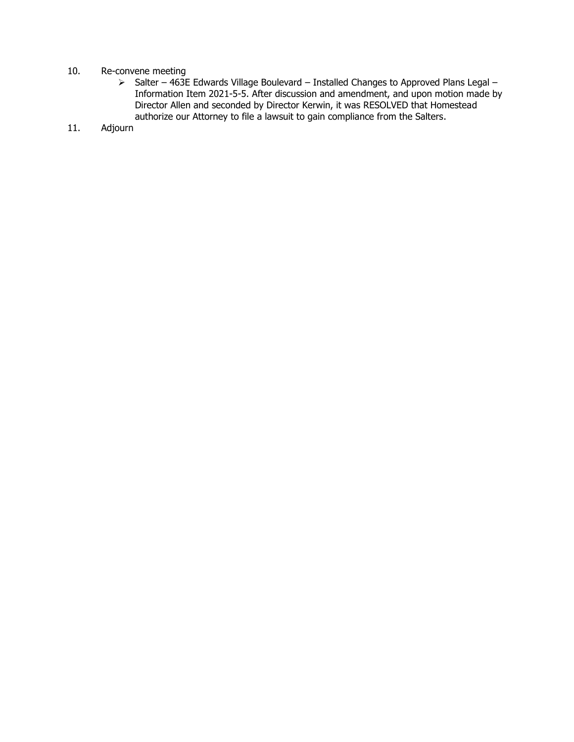10. Re-convene meeting
    - Salter – 463E Edwards Village Boulevard – Installed Changes to Approved Plans Legal – Information Item 2021-5-5. After discussion and amendment, and upon motion made by Director Allen and seconded by Director Kerwin, it was RESOLVED that Homestead authorize our Attorney to file a lawsuit to gain compliance from the Salters.
11. Adjourn